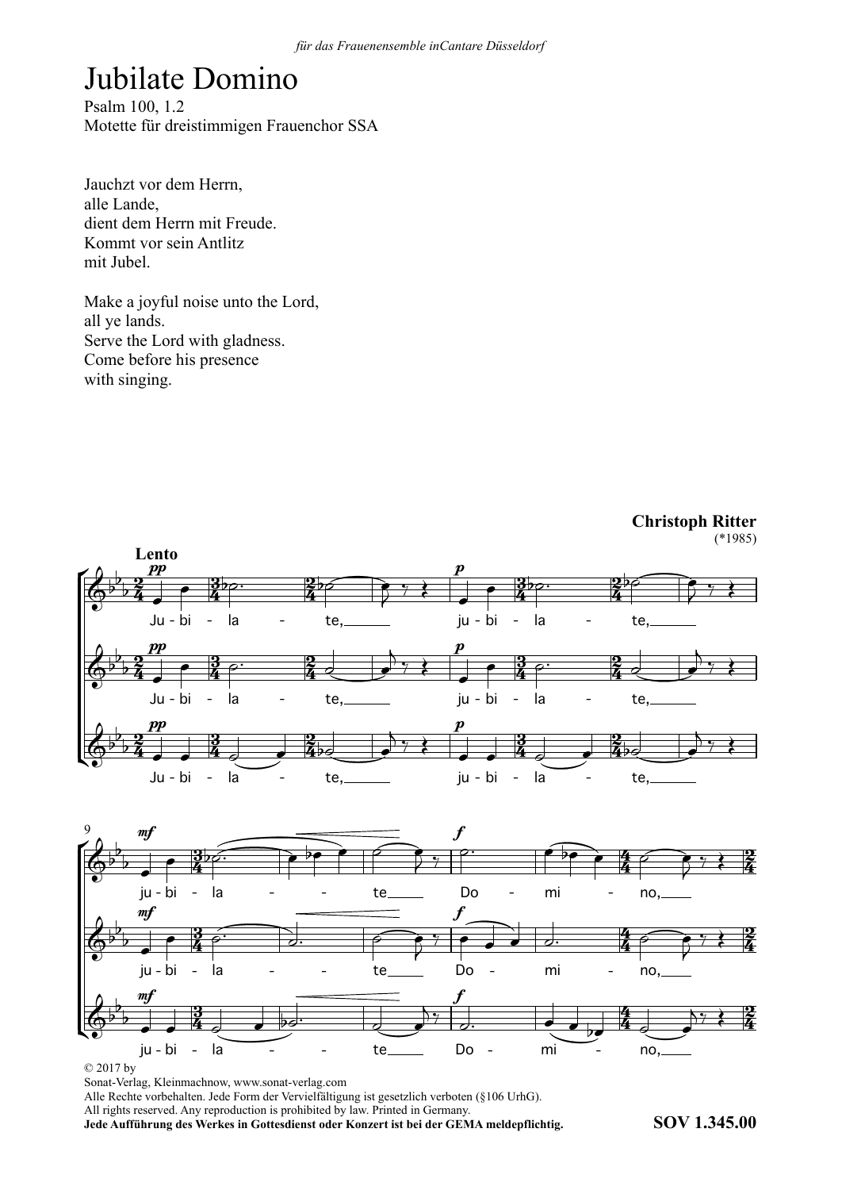*für das Frauenensemble inCantare Düsseldorf*

# Jubilate Domino

Psalm 100, 1.2
Motette für dreistimmigen Frauenchor SSA

Jauchzt vor dem Herrn,
alle Lande,
dient dem Herrn mit Freude.
Kommt vor sein Antlitz
mit Jubel.

Make a joyful noise unto the Lord,
all ye lands.
Serve the Lord with gladness.
Come before his presence
with singing.

**Christoph Ritter**
(*1985)

**Lento**

© 2017 by
Sonat-Verlag, Kleinmachnow, www.sonat-verlag.com
Alle Rechte vorbehalten. Jede Form der Vervielfältigung ist gesetzlich verboten (§106 UrhG).
All rights reserved. Any reproduction is prohibited by law. Printed in Germany.
**Jede Aufführung des Werkes in Gottesdienst oder Konzert ist bei der GEMA meldepflichtig.**

**SOV 1.345.00**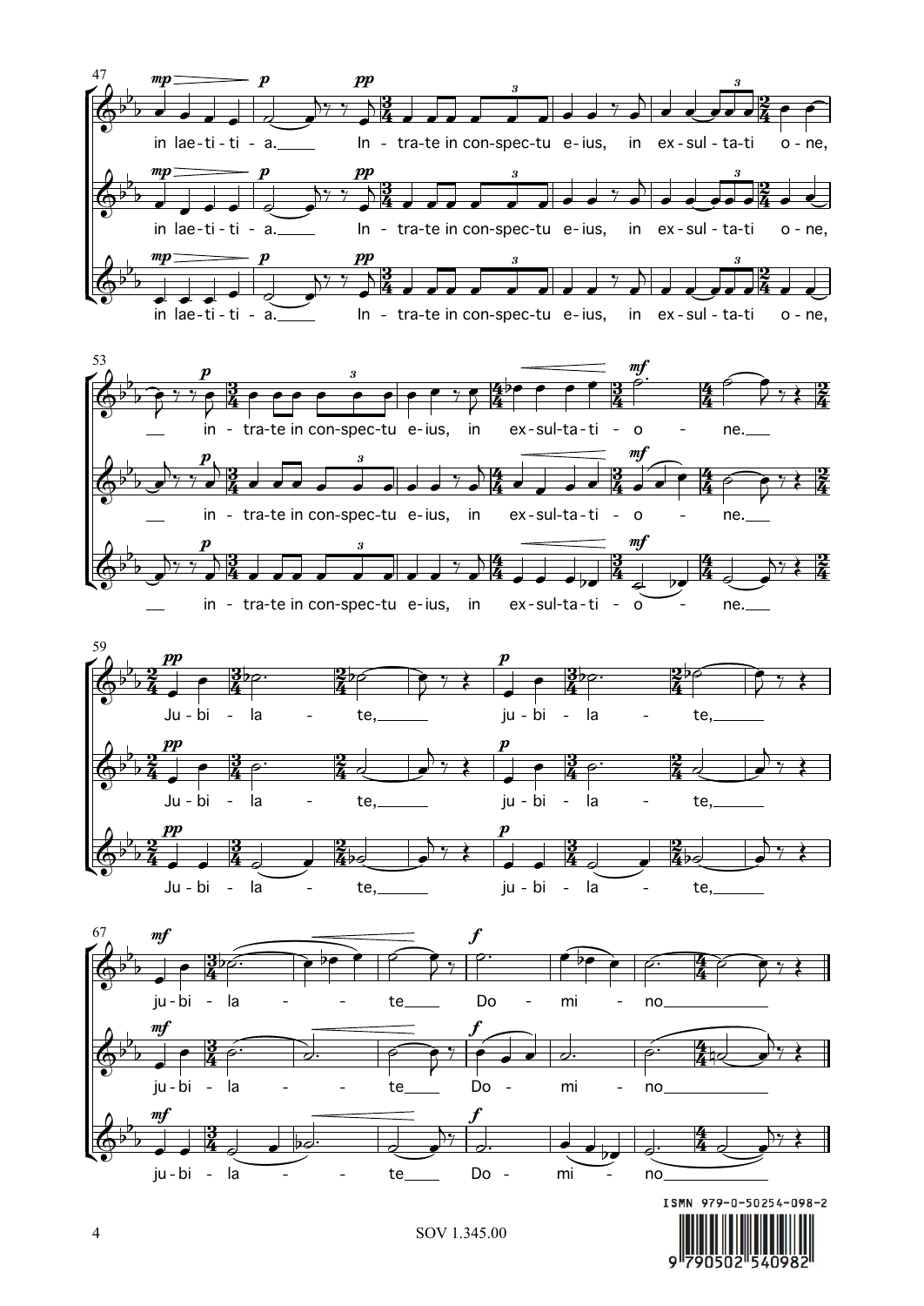ISMN 979-0-50254-098-2

9 790502 540982